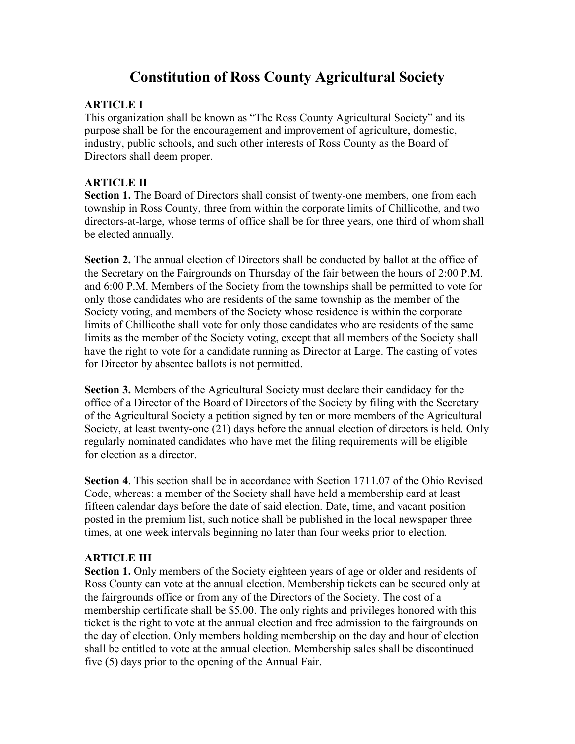# Constitution of Ross County Agricultural Society

**ARTICLE I**

This organization shall be known as "The Ross County Agricultural Society" and its purpose shall be for the encouragement and improvement of agriculture, domestic, industry, public schools, and such other interests of Ross County as the Board of Directors shall deem proper.

**ARTICLE II**

**Section 1.** The Board of Directors shall consist of twenty-one members, one from each township in Ross County, three from within the corporate limits of Chillicothe, and two directors-at-large, whose terms of office shall be for three years, one third of whom shall be elected annually.

**Section 2.** The annual election of Directors shall be conducted by ballot at the office of the Secretary on the Fairgrounds on Thursday of the fair between the hours of 2:00 P.M. and 6:00 P.M. Members of the Society from the townships shall be permitted to vote for only those candidates who are residents of the same township as the member of the Society voting, and members of the Society whose residence is within the corporate limits of Chillicothe shall vote for only those candidates who are residents of the same limits as the member of the Society voting, except that all members of the Society shall have the right to vote for a candidate running as Director at Large. The casting of votes for Director by absentee ballots is not permitted.

**Section 3.** Members of the Agricultural Society must declare their candidacy for the office of a Director of the Board of Directors of the Society by filing with the Secretary of the Agricultural Society a petition signed by ten or more members of the Agricultural Society, at least twenty-one (21) days before the annual election of directors is held. Only regularly nominated candidates who have met the filing requirements will be eligible for election as a director.

**Section 4**. This section shall be in accordance with Section 1711.07 of the Ohio Revised Code, whereas: a member of the Society shall have held a membership card at least fifteen calendar days before the date of said election. Date, time, and vacant position posted in the premium list, such notice shall be published in the local newspaper three times, at one week intervals beginning no later than four weeks prior to election.

**ARTICLE III**

**Section 1.** Only members of the Society eighteen years of age or older and residents of Ross County can vote at the annual election. Membership tickets can be secured only at the fairgrounds office or from any of the Directors of the Society. The cost of a membership certificate shall be $5.00. The only rights and privileges honored with this ticket is the right to vote at the annual election and free admission to the fairgrounds on the day of election. Only members holding membership on the day and hour of election shall be entitled to vote at the annual election. Membership sales shall be discontinued five (5) days prior to the opening of the Annual Fair.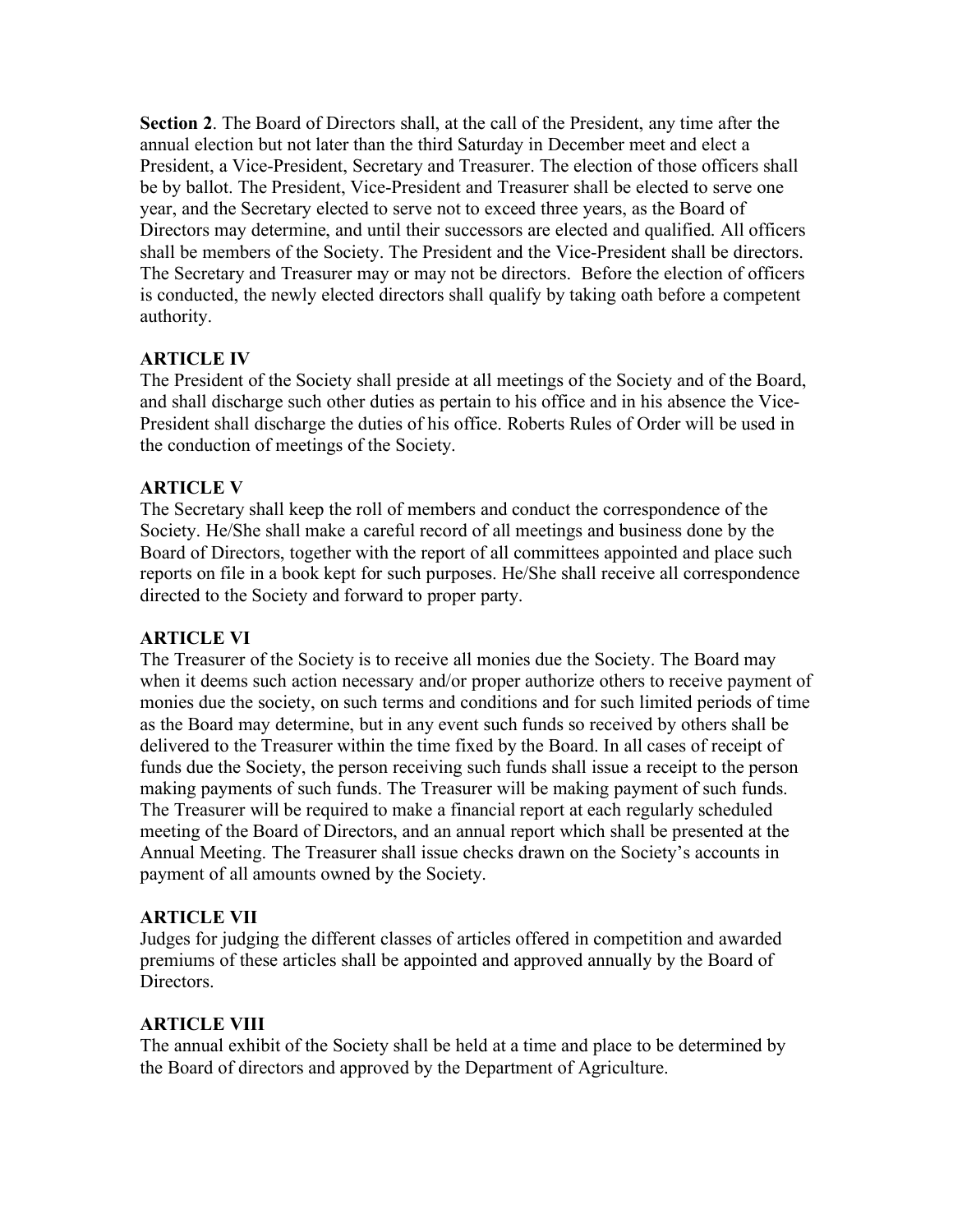**Section 2**. The Board of Directors shall, at the call of the President, any time after the annual election but not later than the third Saturday in December meet and elect a President, a Vice-President, Secretary and Treasurer. The election of those officers shall be by ballot. The President, Vice-President and Treasurer shall be elected to serve one year, and the Secretary elected to serve not to exceed three years, as the Board of Directors may determine, and until their successors are elected and qualified. All officers shall be members of the Society. The President and the Vice-President shall be directors. The Secretary and Treasurer may or may not be directors. Before the election of officers is conducted, the newly elected directors shall qualify by taking oath before a competent authority.

## ARTICLE IV

The President of the Society shall preside at all meetings of the Society and of the Board, and shall discharge such other duties as pertain to his office and in his absence the Vice-President shall discharge the duties of his office. Roberts Rules of Order will be used in the conduction of meetings of the Society.

## ARTICLE V

The Secretary shall keep the roll of members and conduct the correspondence of the Society. He/She shall make a careful record of all meetings and business done by the Board of Directors, together with the report of all committees appointed and place such reports on file in a book kept for such purposes. He/She shall receive all correspondence directed to the Society and forward to proper party.

## ARTICLE VI

The Treasurer of the Society is to receive all monies due the Society. The Board may when it deems such action necessary and/or proper authorize others to receive payment of monies due the society, on such terms and conditions and for such limited periods of time as the Board may determine, but in any event such funds so received by others shall be delivered to the Treasurer within the time fixed by the Board. In all cases of receipt of funds due the Society, the person receiving such funds shall issue a receipt to the person making payments of such funds. The Treasurer will be making payment of such funds. The Treasurer will be required to make a financial report at each regularly scheduled meeting of the Board of Directors, and an annual report which shall be presented at the Annual Meeting. The Treasurer shall issue checks drawn on the Society's accounts in payment of all amounts owned by the Society.

## ARTICLE VII

Judges for judging the different classes of articles offered in competition and awarded premiums of these articles shall be appointed and approved annually by the Board of Directors.

## ARTICLE VIII

The annual exhibit of the Society shall be held at a time and place to be determined by the Board of directors and approved by the Department of Agriculture.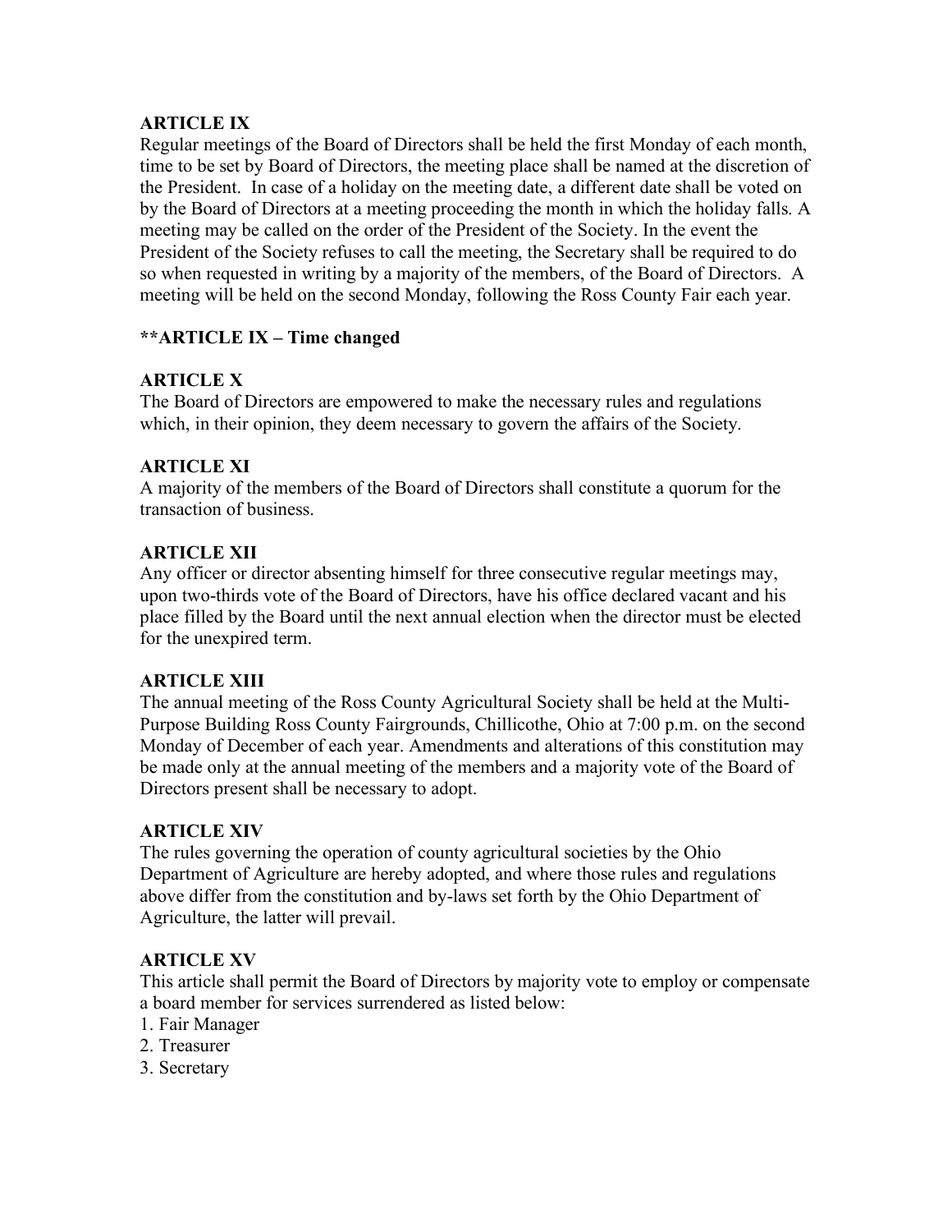**ARTICLE IX**
Regular meetings of the Board of Directors shall be held the first Monday of each month, time to be set by Board of Directors, the meeting place shall be named at the discretion of the President. In case of a holiday on the meeting date, a different date shall be voted on by the Board of Directors at a meeting proceeding the month in which the holiday falls. A meeting may be called on the order of the President of the Society. In the event the President of the Society refuses to call the meeting, the Secretary shall be required to do so when requested in writing by a majority of the members, of the Board of Directors. A meeting will be held on the second Monday, following the Ross County Fair each year.

****ARTICLE IX – Time changed**

**ARTICLE X**
The Board of Directors are empowered to make the necessary rules and regulations which, in their opinion, they deem necessary to govern the affairs of the Society.

**ARTICLE XI**
A majority of the members of the Board of Directors shall constitute a quorum for the transaction of business.

**ARTICLE XII**
Any officer or director absenting himself for three consecutive regular meetings may, upon two-thirds vote of the Board of Directors, have his office declared vacant and his place filled by the Board until the next annual election when the director must be elected for the unexpired term.

**ARTICLE XIII**
The annual meeting of the Ross County Agricultural Society shall be held at the Multi-Purpose Building Ross County Fairgrounds, Chillicothe, Ohio at 7:00 p.m. on the second Monday of December of each year. Amendments and alterations of this constitution may be made only at the annual meeting of the members and a majority vote of the Board of Directors present shall be necessary to adopt.

**ARTICLE XIV**
The rules governing the operation of county agricultural societies by the Ohio Department of Agriculture are hereby adopted, and where those rules and regulations above differ from the constitution and by-laws set forth by the Ohio Department of Agriculture, the latter will prevail.

**ARTICLE XV**
This article shall permit the Board of Directors by majority vote to employ or compensate a board member for services surrendered as listed below:
1. Fair Manager
2. Treasurer
3. Secretary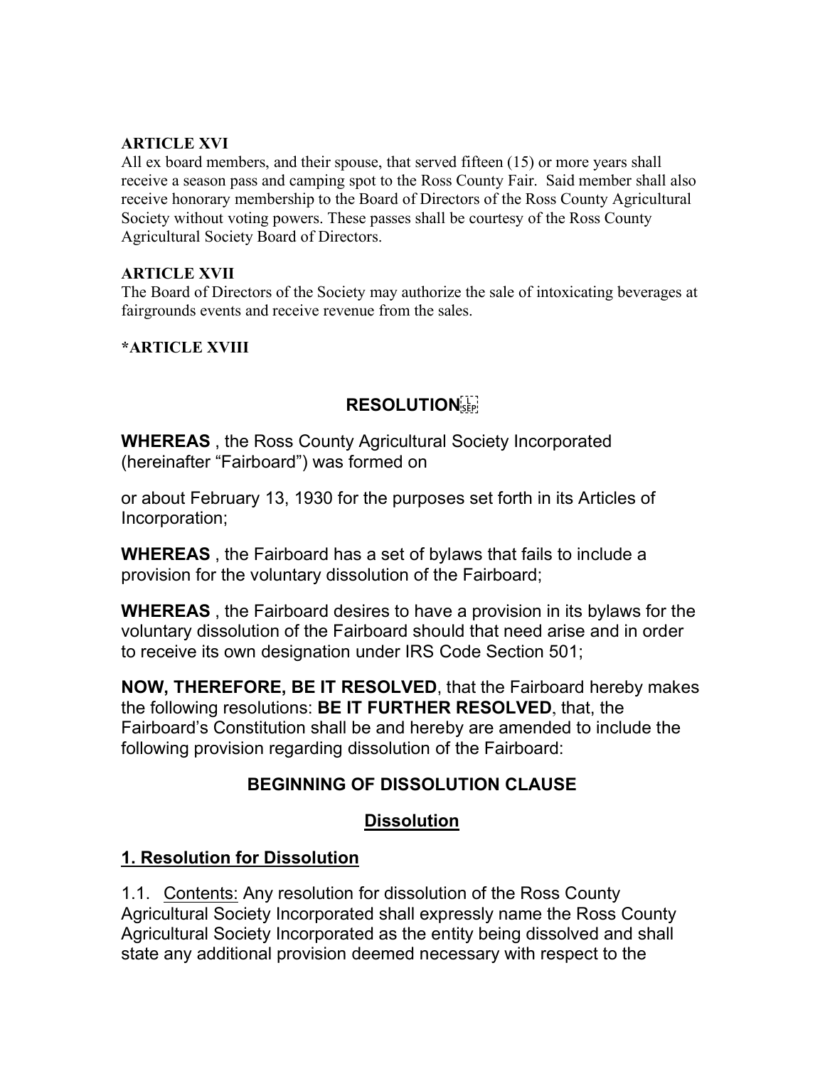**ARTICLE XVI**

All ex board members, and their spouse, that served fifteen (15) or more years shall receive a season pass and camping spot to the Ross County Fair. Said member shall also receive honorary membership to the Board of Directors of the Ross County Agricultural Society without voting powers. These passes shall be courtesy of the Ross County Agricultural Society Board of Directors.

**ARTICLE XVII**

The Board of Directors of the Society may authorize the sale of intoxicating beverages at fairgrounds events and receive revenue from the sales.

**\*ARTICLE XVIII**

## RESOLUTION

**WHEREAS** , the Ross County Agricultural Society Incorporated (hereinafter "Fairboard") was formed on

or about February 13, 1930 for the purposes set forth in its Articles of Incorporation;

**WHEREAS** , the Fairboard has a set of bylaws that fails to include a provision for the voluntary dissolution of the Fairboard;

**WHEREAS** , the Fairboard desires to have a provision in its bylaws for the voluntary dissolution of the Fairboard should that need arise and in order to receive its own designation under IRS Code Section 501;

**NOW, THEREFORE, BE IT RESOLVED**, that the Fairboard hereby makes the following resolutions: **BE IT FURTHER RESOLVED**, that, the Fairboard's Constitution shall be and hereby are amended to include the following provision regarding dissolution of the Fairboard:

### BEGINNING OF DISSOLUTION CLAUSE

### Dissolution

#### 1. Resolution for Dissolution

1.1. Contents: Any resolution for dissolution of the Ross County Agricultural Society Incorporated shall expressly name the Ross County Agricultural Society Incorporated as the entity being dissolved and shall state any additional provision deemed necessary with respect to the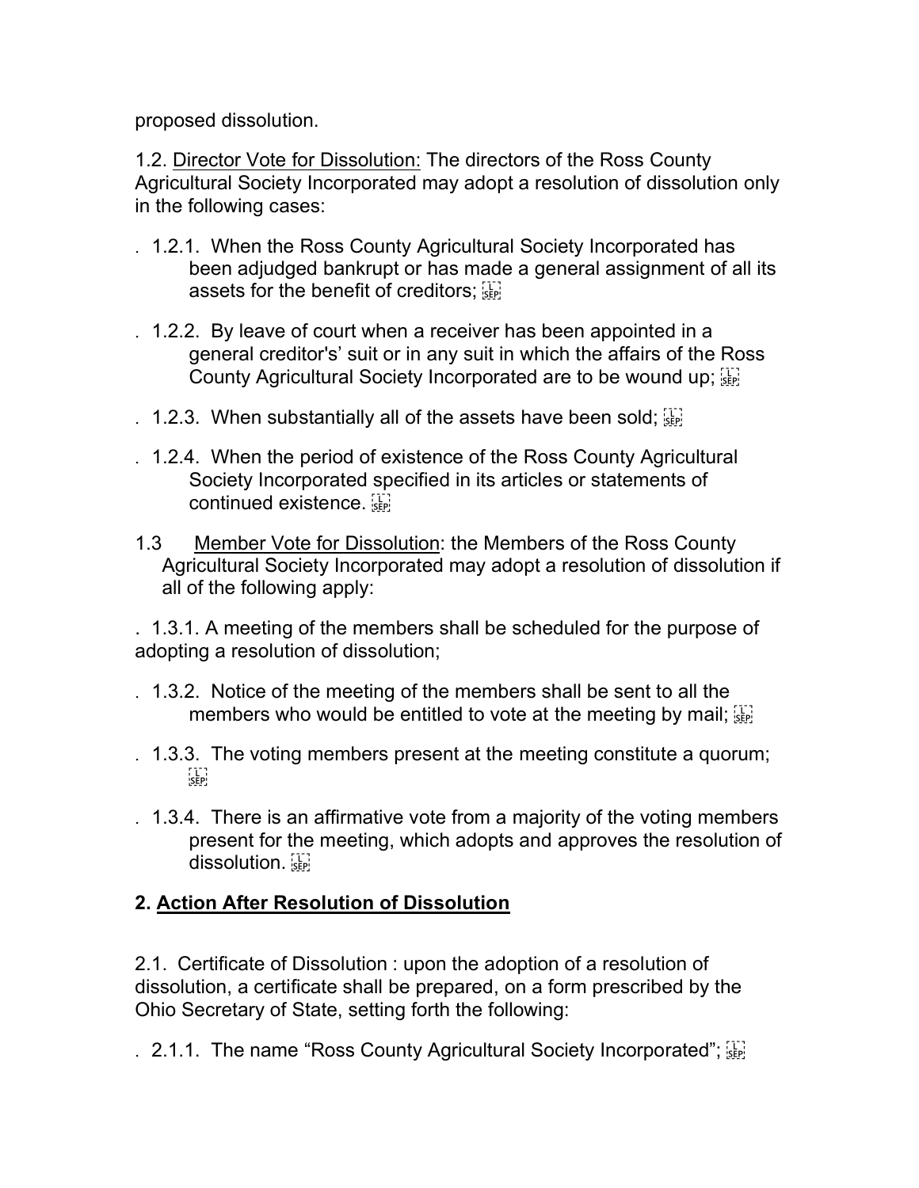proposed dissolution.

1.2. Director Vote for Dissolution: The directors of the Ross County Agricultural Society Incorporated may adopt a resolution of dissolution only in the following cases:

. 1.2.1. When the Ross County Agricultural Society Incorporated has been adjudged bankrupt or has made a general assignment of all its assets for the benefit of creditors;

. 1.2.2. By leave of court when a receiver has been appointed in a general creditor's' suit or in any suit in which the affairs of the Ross County Agricultural Society Incorporated are to be wound up;

. 1.2.3. When substantially all of the assets have been sold;

. 1.2.4. When the period of existence of the Ross County Agricultural Society Incorporated specified in its articles or statements of continued existence.

1.3 Member Vote for Dissolution: the Members of the Ross County Agricultural Society Incorporated may adopt a resolution of dissolution if all of the following apply:

. 1.3.1. A meeting of the members shall be scheduled for the purpose of adopting a resolution of dissolution;

. 1.3.2. Notice of the meeting of the members shall be sent to all the members who would be entitled to vote at the meeting by mail;

. 1.3.3. The voting members present at the meeting constitute a quorum;

. 1.3.4. There is an affirmative vote from a majority of the voting members present for the meeting, which adopts and approves the resolution of dissolution.

## 2. Action After Resolution of Dissolution

2.1. Certificate of Dissolution : upon the adoption of a resolution of dissolution, a certificate shall be prepared, on a form prescribed by the Ohio Secretary of State, setting forth the following:

. 2.1.1. The name "Ross County Agricultural Society Incorporated";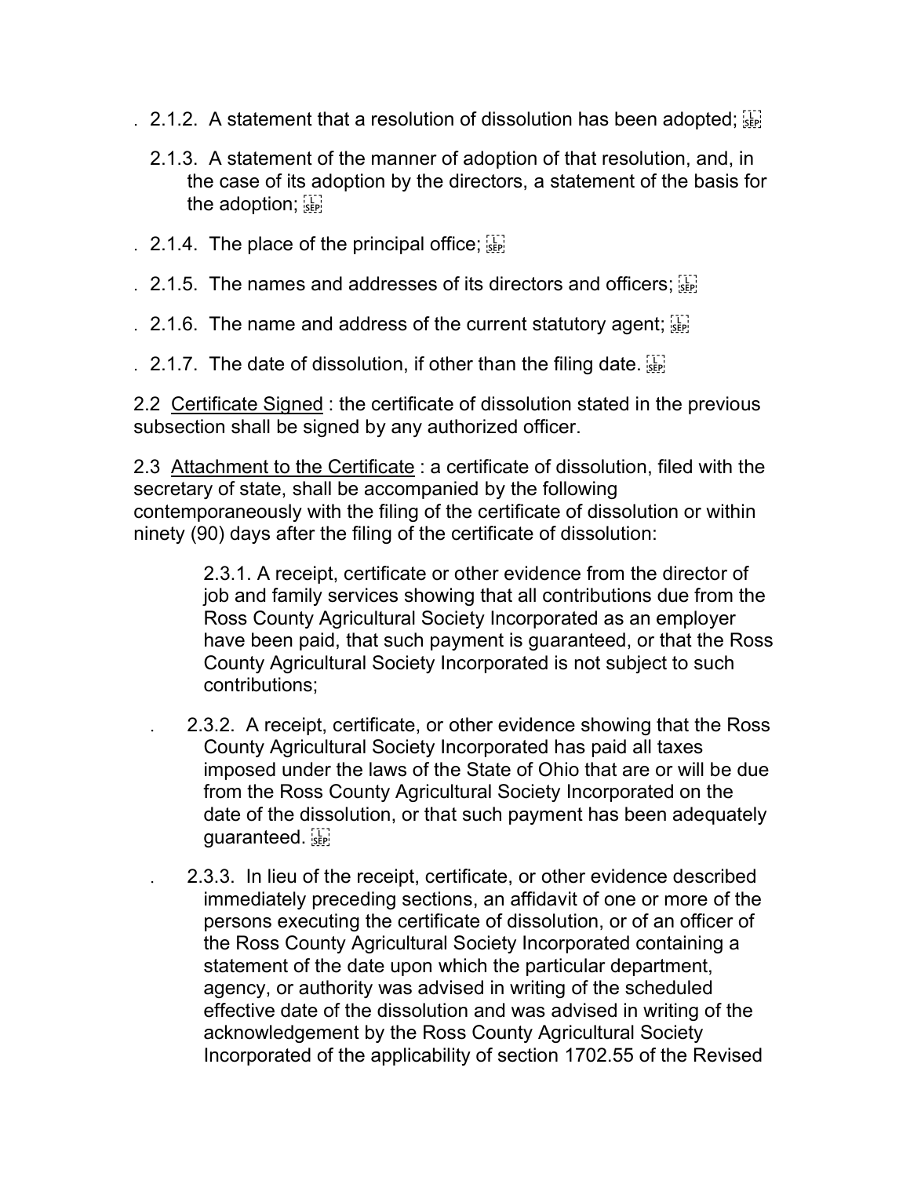2.1.2. A statement that a resolution of dissolution has been adopted;

2.1.3. A statement of the manner of adoption of that resolution, and, in the case of its adoption by the directors, a statement of the basis for the adoption;

2.1.4. The place of the principal office;

2.1.5. The names and addresses of its directors and officers;

2.1.6. The name and address of the current statutory agent;

2.1.7. The date of dissolution, if other than the filing date.

2.2 Certificate Signed : the certificate of dissolution stated in the previous subsection shall be signed by any authorized officer.

2.3 Attachment to the Certificate : a certificate of dissolution, filed with the secretary of state, shall be accompanied by the following contemporaneously with the filing of the certificate of dissolution or within ninety (90) days after the filing of the certificate of dissolution:

2.3.1. A receipt, certificate or other evidence from the director of job and family services showing that all contributions due from the Ross County Agricultural Society Incorporated as an employer have been paid, that such payment is guaranteed, or that the Ross County Agricultural Society Incorporated is not subject to such contributions;

2.3.2. A receipt, certificate, or other evidence showing that the Ross County Agricultural Society Incorporated has paid all taxes imposed under the laws of the State of Ohio that are or will be due from the Ross County Agricultural Society Incorporated on the date of the dissolution, or that such payment has been adequately guaranteed.

2.3.3. In lieu of the receipt, certificate, or other evidence described immediately preceding sections, an affidavit of one or more of the persons executing the certificate of dissolution, or of an officer of the Ross County Agricultural Society Incorporated containing a statement of the date upon which the particular department, agency, or authority was advised in writing of the scheduled effective date of the dissolution and was advised in writing of the acknowledgement by the Ross County Agricultural Society Incorporated of the applicability of section 1702.55 of the Revised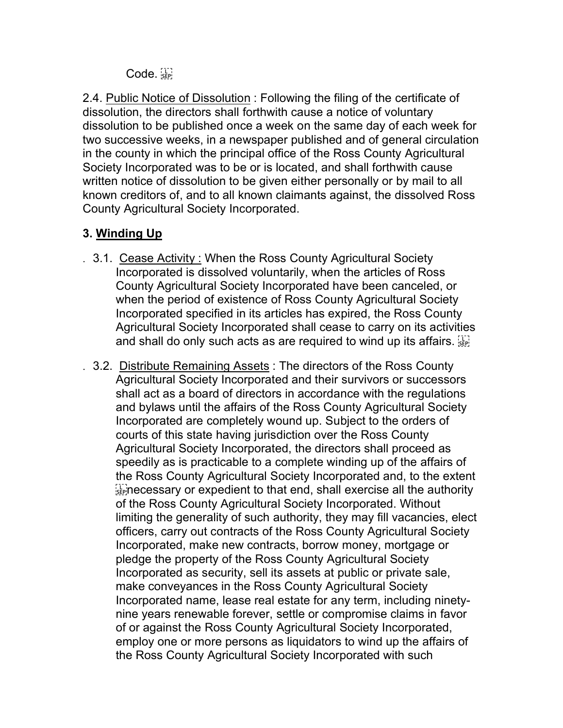Code.

2.4. Public Notice of Dissolution : Following the filing of the certificate of dissolution, the directors shall forthwith cause a notice of voluntary dissolution to be published once a week on the same day of each week for two successive weeks, in a newspaper published and of general circulation in the county in which the principal office of the Ross County Agricultural Society Incorporated was to be or is located, and shall forthwith cause written notice of dissolution to be given either personally or by mail to all known creditors of, and to all known claimants against, the dissolved Ross County Agricultural Society Incorporated.

### 3. Winding Up

- 3.1. Cease Activity : When the Ross County Agricultural Society Incorporated is dissolved voluntarily, when the articles of Ross County Agricultural Society Incorporated have been canceled, or when the period of existence of Ross County Agricultural Society Incorporated specified in its articles has expired, the Ross County Agricultural Society Incorporated shall cease to carry on its activities and shall do only such acts as are required to wind up its affairs.

- 3.2. Distribute Remaining Assets : The directors of the Ross County Agricultural Society Incorporated and their survivors or successors shall act as a board of directors in accordance with the regulations and bylaws until the affairs of the Ross County Agricultural Society Incorporated are completely wound up. Subject to the orders of courts of this state having jurisdiction over the Ross County Agricultural Society Incorporated, the directors shall proceed as speedily as is practicable to a complete winding up of the affairs of the Ross County Agricultural Society Incorporated and, to the extent necessary or expedient to that end, shall exercise all the authority of the Ross County Agricultural Society Incorporated. Without limiting the generality of such authority, they may fill vacancies, elect officers, carry out contracts of the Ross County Agricultural Society Incorporated, make new contracts, borrow money, mortgage or pledge the property of the Ross County Agricultural Society Incorporated as security, sell its assets at public or private sale, make conveyances in the Ross County Agricultural Society Incorporated name, lease real estate for any term, including ninety-nine years renewable forever, settle or compromise claims in favor of or against the Ross County Agricultural Society Incorporated, employ one or more persons as liquidators to wind up the affairs of the Ross County Agricultural Society Incorporated with such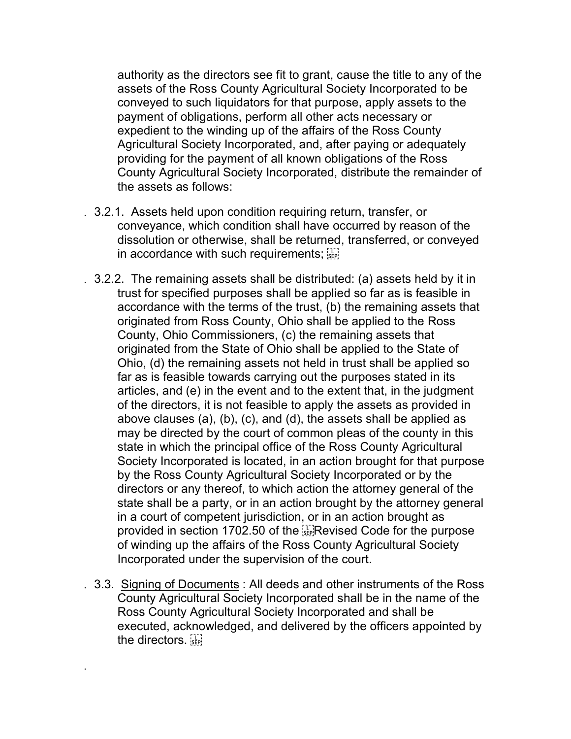authority as the directors see fit to grant, cause the title to any of the assets of the Ross County Agricultural Society Incorporated to be conveyed to such liquidators for that purpose, apply assets to the payment of obligations, perform all other acts necessary or expedient to the winding up of the affairs of the Ross County Agricultural Society Incorporated, and, after paying or adequately providing for the payment of all known obligations of the Ross County Agricultural Society Incorporated, distribute the remainder of the assets as follows:

3.2.1. Assets held upon condition requiring return, transfer, or conveyance, which condition shall have occurred by reason of the dissolution or otherwise, shall be returned, transferred, or conveyed in accordance with such requirements;

3.2.2. The remaining assets shall be distributed: (a) assets held by it in trust for specified purposes shall be applied so far as is feasible in accordance with the terms of the trust, (b) the remaining assets that originated from Ross County, Ohio shall be applied to the Ross County, Ohio Commissioners, (c) the remaining assets that originated from the State of Ohio shall be applied to the State of Ohio, (d) the remaining assets not held in trust shall be applied so far as is feasible towards carrying out the purposes stated in its articles, and (e) in the event and to the extent that, in the judgment of the directors, it is not feasible to apply the assets as provided in above clauses (a), (b), (c), and (d), the assets shall be applied as may be directed by the court of common pleas of the county in this state in which the principal office of the Ross County Agricultural Society Incorporated is located, in an action brought for that purpose by the Ross County Agricultural Society Incorporated or by the directors or any thereof, to which action the attorney general of the state shall be a party, or in an action brought by the attorney general in a court of competent jurisdiction, or in an action brought as provided in section 1702.50 of the Revised Code for the purpose of winding up the affairs of the Ross County Agricultural Society Incorporated under the supervision of the court.

3.3. Signing of Documents : All deeds and other instruments of the Ross County Agricultural Society Incorporated shall be in the name of the Ross County Agricultural Society Incorporated and shall be executed, acknowledged, and delivered by the officers appointed by the directors.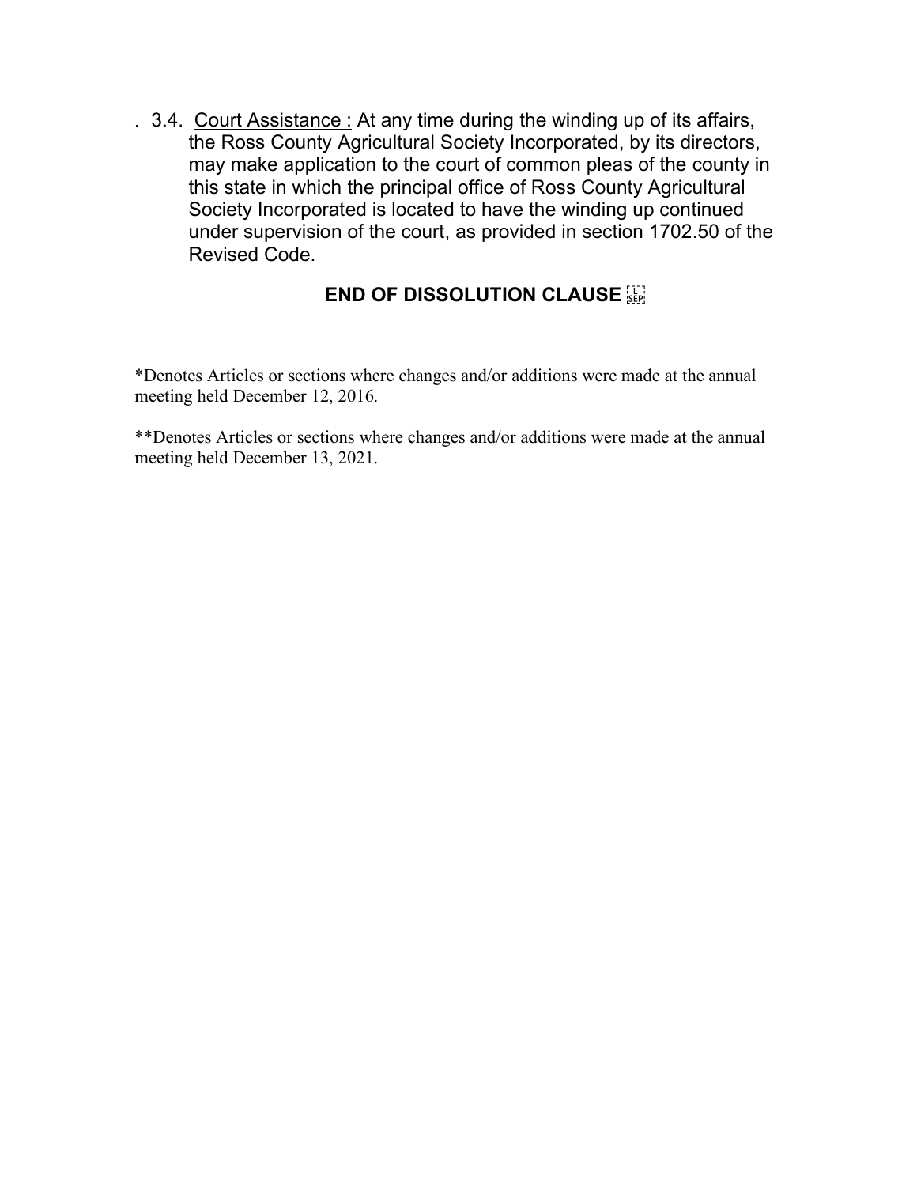. 3.4. Court Assistance : At any time during the winding up of its affairs, the Ross County Agricultural Society Incorporated, by its directors, may make application to the court of common pleas of the county in this state in which the principal office of Ross County Agricultural Society Incorporated is located to have the winding up continued under supervision of the court, as provided in section 1702.50 of the Revised Code.

**END OF DISSOLUTION CLAUSE**

*Denotes Articles or sections where changes and/or additions were made at the annual meeting held December 12, 2016.

**Denotes Articles or sections where changes and/or additions were made at the annual meeting held December 13, 2021.